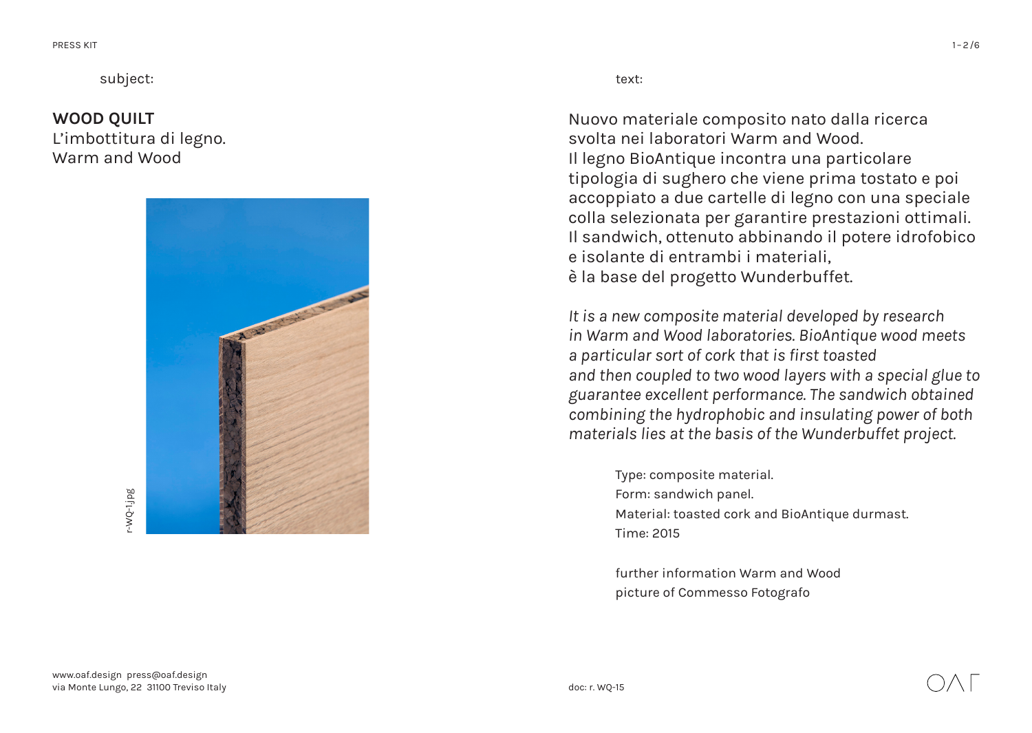subject:

**WOOD QUILT**
L'imbottitura di legno.
Warm and Wood

r-WQ-1.jpg

text:

Nuovo materiale composito nato dalla ricerca svolta nei laboratori Warm and Wood.
Il legno BioAntique incontra una particolare tipologia di sughero che viene prima tostato e poi accoppiato a due cartelle di legno con una speciale colla selezionata per garantire prestazioni ottimali.
Il sandwich, ottenuto abbinando il potere idrofobico e isolante di entrambi i materiali,
è la base del progetto Wunderbuffet.

*It is a new composite material developed by research in Warm and Wood laboratories. BioAntique wood meets a particular sort of cork that is first toasted and then coupled to two wood layers with a special glue to guarantee excellent performance. The sandwich obtained combining the hydrophobic and insulating power of both materials lies at the basis of the Wunderbuffet project.*

Type: composite material.
Form: sandwich panel.
Material: toasted cork and BioAntique durmast.
Time: 2015

further information Warm and Wood
picture of Commesso Fotografo

www.oaf.design press@oaf.design
via Monte Lungo, 22 31100 Treviso Italy

doc: r. WQ-15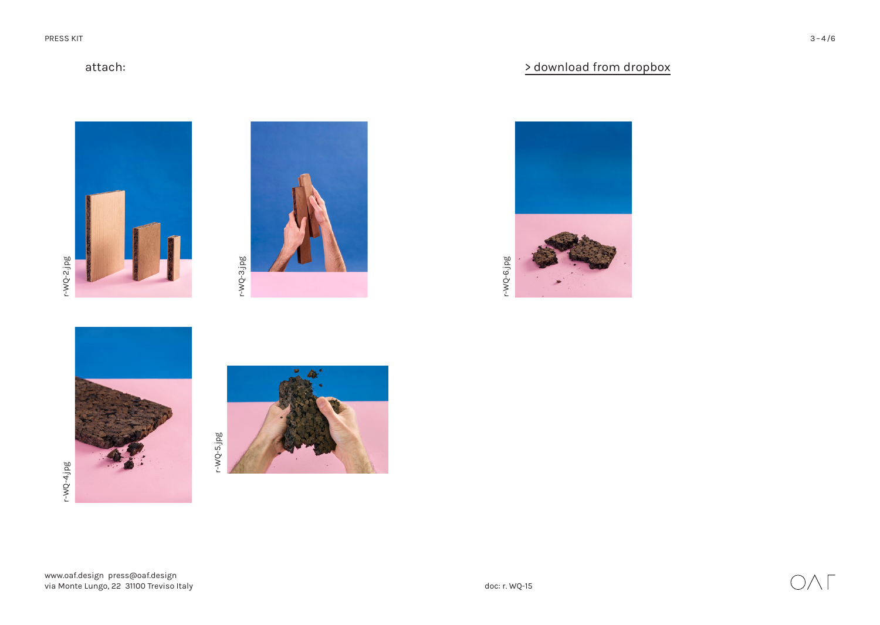attach:

> download from dropbox

r-WQ-2.jpg

r-WQ-3.jpg

r-WQ-6.jpg

r-WQ-4.jpg

r-WQ-5.jpg

www.oaf.design press@oaf.design
via Monte Lungo, 22 31100 Treviso Italy

doc: r. WQ-15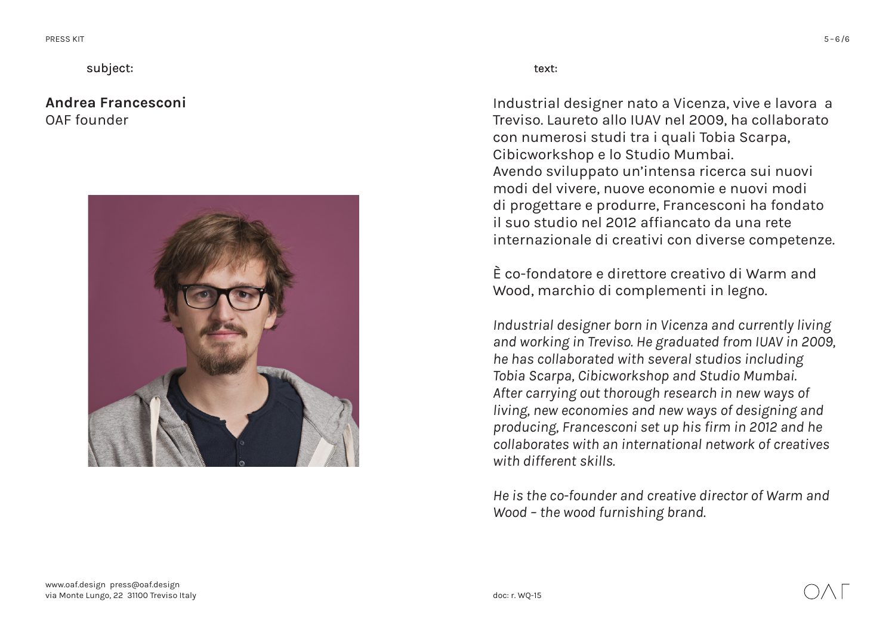subject:

**Andrea Francesconi**
OAF founder

text:

Industrial designer nato a Vicenza, vive e lavora a Treviso. Laureto allo IUAV nel 2009, ha collaborato con numerosi studi tra i quali Tobia Scarpa, Cibicworkshop e lo Studio Mumbai.
Avendo sviluppato un'intensa ricerca sui nuovi modi del vivere, nuove economie e nuovi modi di progettare e produrre, Francesconi ha fondato il suo studio nel 2012 affiancato da una rete internazionale di creativi con diverse competenze.

È co-fondatore e direttore creativo di Warm and Wood, marchio di complementi in legno.

*Industrial designer born in Vicenza and currently living and working in Treviso. He graduated from IUAV in 2009, he has collaborated with several studios including Tobia Scarpa, Cibicworkshop and Studio Mumbai. After carrying out thorough research in new ways of living, new economies and new ways of designing and producing, Francesconi set up his firm in 2012 and he collaborates with an international network of creatives with different skills.*

*He is the co-founder and creative director of Warm and Wood – the wood furnishing brand.*

www.oaf.design press@oaf.design
via Monte Lungo, 22 31100 Treviso Italy

doc: r. WQ-15